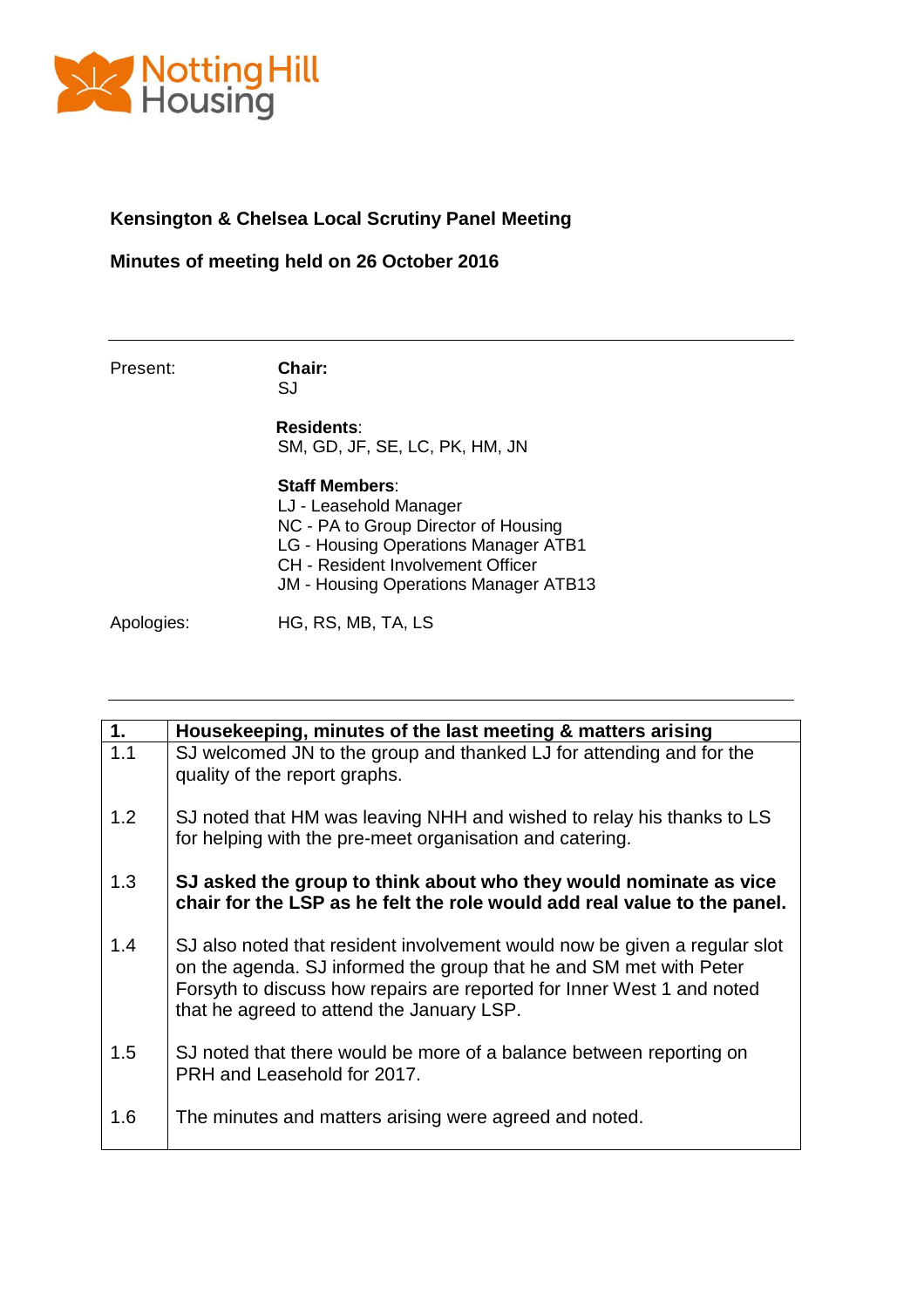Notting Hill Housing

**Kensington & Chelsea Local Scrutiny Panel Meeting**

**Minutes of meeting held on 26 October 2016**

---

Present:

**Chair:**
SJ

**Residents**:
SM, GD, JF, SE, LC, PK, HM, JN

**Staff Members**:
LJ - Leasehold Manager
NC - PA to Group Director of Housing
LG - Housing Operations Manager ATB1
CH - Resident Involvement Officer
JM - Housing Operations Manager ATB13

Apologies: HG, RS, MB, TA, LS

---

| **1.** | **Housekeeping, minutes of the last meeting & matters arising** |
|---|---|
| 1.1 | SJ welcomed JN to the group and thanked LJ for attending and for the quality of the report graphs. |
| 1.2 | SJ noted that HM was leaving NHH and wished to relay his thanks to LS for helping with the pre-meet organisation and catering. |
| 1.3 | **SJ asked the group to think about who they would nominate as vice chair for the LSP as he felt the role would add real value to the panel.** |
| 1.4 | SJ also noted that resident involvement would now be given a regular slot on the agenda. SJ informed the group that he and SM met with Peter Forsyth to discuss how repairs are reported for Inner West 1 and noted that he agreed to attend the January LSP. |
| 1.5 | SJ noted that there would be more of a balance between reporting on PRH and Leasehold for 2017. |
| 1.6 | The minutes and matters arising were agreed and noted. |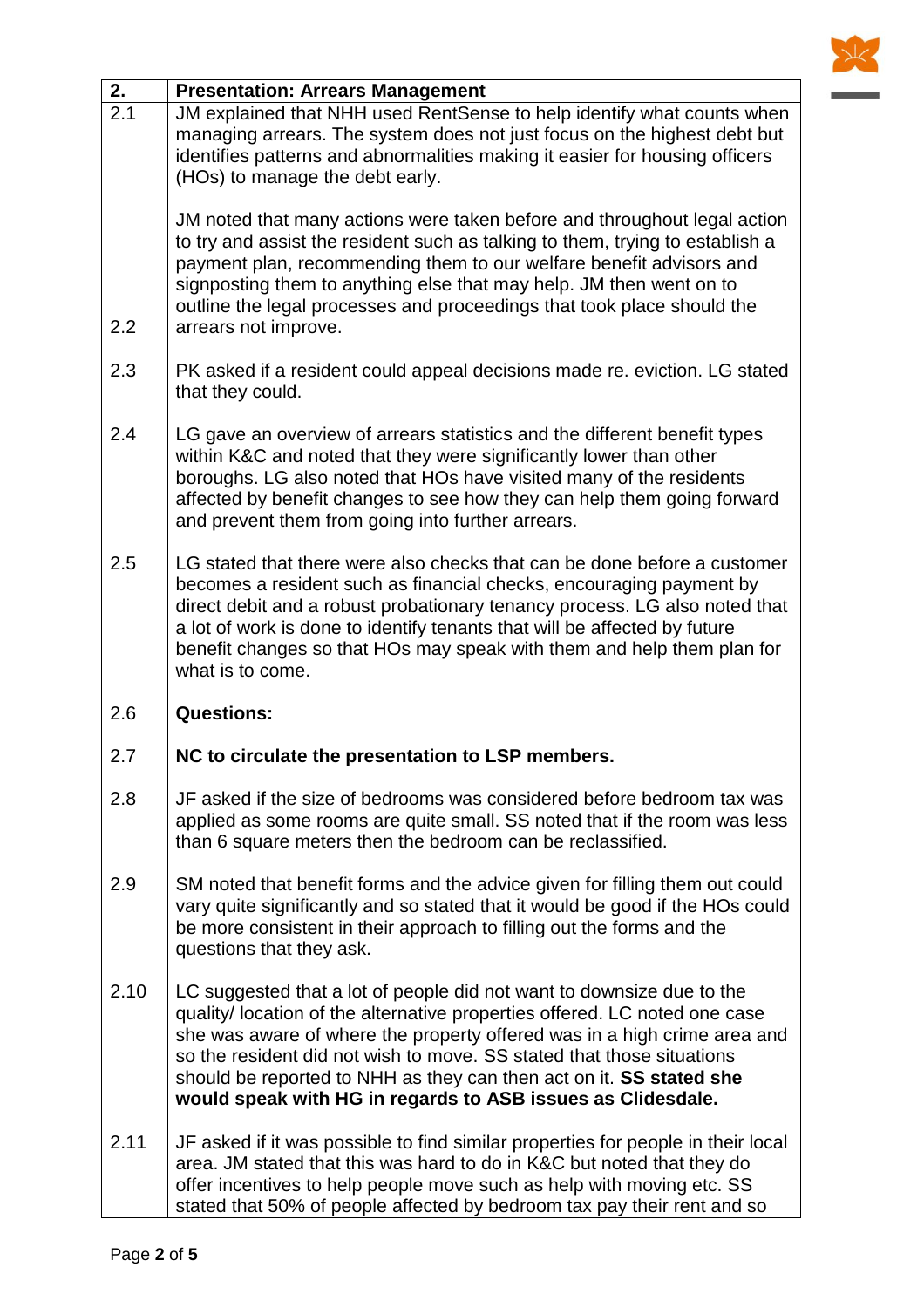| 2. | **Presentation: Arrears Management** |
| --- | --- |
| 2.1 | JM explained that NHH used RentSense to help identify what counts when managing arrears. The system does not just focus on the highest debt but identifies patterns and abnormalities making it easier for housing officers (HOs) to manage the debt early. |
| 2.2 | JM noted that many actions were taken before and throughout legal action to try and assist the resident such as talking to them, trying to establish a payment plan, recommending them to our welfare benefit advisors and signposting them to anything else that may help. JM then went on to outline the legal processes and proceedings that took place should the arrears not improve. |
| 2.3 | PK asked if a resident could appeal decisions made re. eviction. LG stated that they could. |
| 2.4 | LG gave an overview of arrears statistics and the different benefit types within K&C and noted that they were significantly lower than other boroughs. LG also noted that HOs have visited many of the residents affected by benefit changes to see how they can help them going forward and prevent them from going into further arrears. |
| 2.5 | LG stated that there were also checks that can be done before a customer becomes a resident such as financial checks, encouraging payment by direct debit and a robust probationary tenancy process. LG also noted that a lot of work is done to identify tenants that will be affected by future benefit changes so that HOs may speak with them and help them plan for what is to come. |
| 2.6 | **Questions:** |
| 2.7 | **NC to circulate the presentation to LSP members.** |
| 2.8 | JF asked if the size of bedrooms was considered before bedroom tax was applied as some rooms are quite small. SS noted that if the room was less than 6 square meters then the bedroom can be reclassified. |
| 2.9 | SM noted that benefit forms and the advice given for filling them out could vary quite significantly and so stated that it would be good if the HOs could be more consistent in their approach to filling out the forms and the questions that they ask. |
| 2.10 | LC suggested that a lot of people did not want to downsize due to the quality/ location of the alternative properties offered. LC noted one case she was aware of where the property offered was in a high crime area and so the resident did not wish to move. SS stated that those situations should be reported to NHH as they can then act on it. **SS stated she would speak with HG in regards to ASB issues as Clidesdale.** |
| 2.11 | JF asked if it was possible to find similar properties for people in their local area. JM stated that this was hard to do in K&C but noted that they do offer incentives to help people move such as help with moving etc. SS stated that 50% of people affected by bedroom tax pay their rent and so |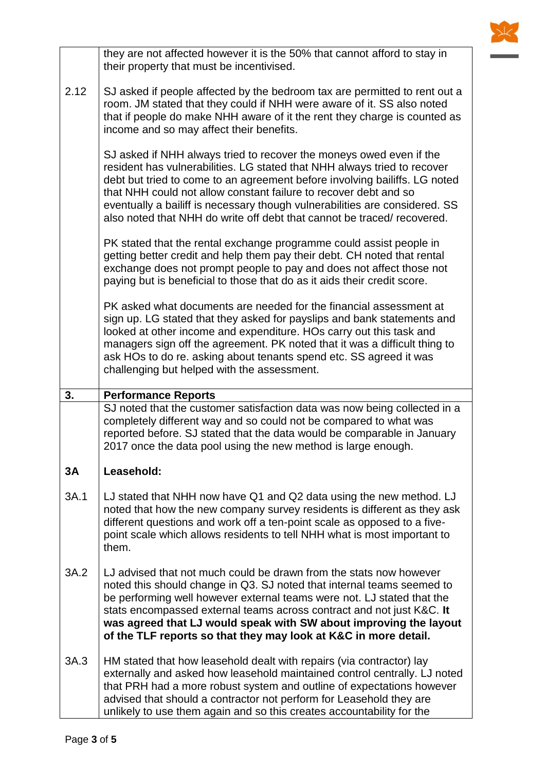| | |
|---|---|
| | they are not affected however it is the 50% that cannot afford to stay in their property that must be incentivised. |
| 2.12 | SJ asked if people affected by the bedroom tax are permitted to rent out a room. JM stated that they could if NHH were aware of it. SS also noted that if people do make NHH aware of it the rent they charge is counted as income and so may affect their benefits.<br><br>SJ asked if NHH always tried to recover the moneys owed even if the resident has vulnerabilities. LG stated that NHH always tried to recover debt but tried to come to an agreement before involving bailiffs. LG noted that NHH could not allow constant failure to recover debt and so eventually a bailiff is necessary though vulnerabilities are considered. SS also noted that NHH do write off debt that cannot be traced/ recovered.<br><br>PK stated that the rental exchange programme could assist people in getting better credit and help them pay their debt. CH noted that rental exchange does not prompt people to pay and does not affect those not paying but is beneficial to those that do as it aids their credit score.<br><br>PK asked what documents are needed for the financial assessment at sign up. LG stated that they asked for payslips and bank statements and looked at other income and expenditure. HOs carry out this task and managers sign off the agreement. PK noted that it was a difficult thing to ask HOs to do re. asking about tenants spend etc. SS agreed it was challenging but helped with the assessment. |
| **3.** | **Performance Reports** |
| | SJ noted that the customer satisfaction data was now being collected in a completely different way and so could not be compared to what was reported before. SJ stated that the data would be comparable in January 2017 once the data pool using the new method is large enough. |
| **3A** | **Leasehold:** |
| 3A.1 | LJ stated that NHH now have Q1 and Q2 data using the new method. LJ noted that how the new company survey residents is different as they ask different questions and work off a ten-point scale as opposed to a five-point scale which allows residents to tell NHH what is most important to them. |
| 3A.2 | LJ advised that not much could be drawn from the stats now however noted this should change in Q3. SJ noted that internal teams seemed to be performing well however external teams were not. LJ stated that the stats encompassed external teams across contract and not just K&C. **It was agreed that LJ would speak with SW about improving the layout of the TLF reports so that they may look at K&C in more detail.** |
| 3A.3 | HM stated that how leasehold dealt with repairs (via contractor) lay externally and asked how leasehold maintained control centrally. LJ noted that PRH had a more robust system and outline of expectations however advised that should a contractor not perform for Leasehold they are unlikely to use them again and so this creates accountability for the |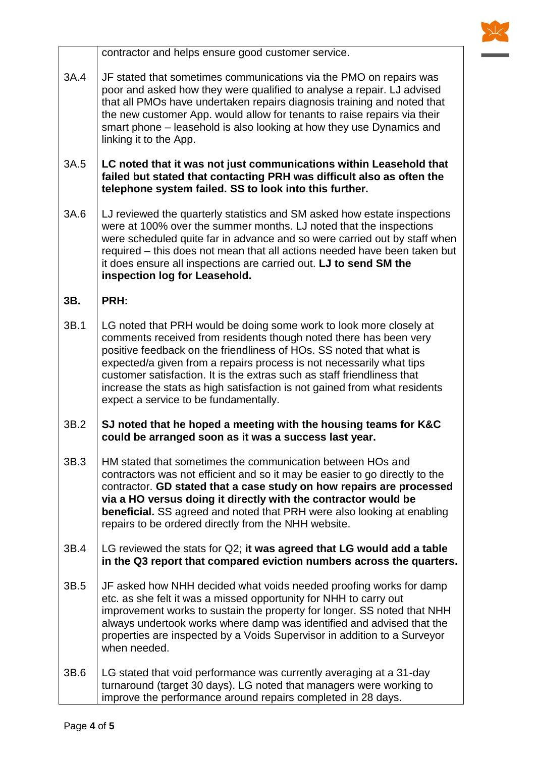| | |
|---|---|
| | contractor and helps ensure good customer service. |
| 3A.4 | JF stated that sometimes communications via the PMO on repairs was poor and asked how they were qualified to analyse a repair. LJ advised that all PMOs have undertaken repairs diagnosis training and noted that the new customer App. would allow for tenants to raise repairs via their smart phone – leasehold is also looking at how they use Dynamics and linking it to the App. |
| 3A.5 | **LC noted that it was not just communications within Leasehold that failed but stated that contacting PRH was difficult also as often the telephone system failed. SS to look into this further.** |
| 3A.6 | LJ reviewed the quarterly statistics and SM asked how estate inspections were at 100% over the summer months. LJ noted that the inspections were scheduled quite far in advance and so were carried out by staff when required – this does not mean that all actions needed have been taken but it does ensure all inspections are carried out. **LJ to send SM the inspection log for Leasehold.** |
| **3B.** | **PRH:** |
| 3B.1 | LG noted that PRH would be doing some work to look more closely at comments received from residents though noted there has been very positive feedback on the friendliness of HOs. SS noted that what is expected/a given from a repairs process is not necessarily what tips customer satisfaction. It is the extras such as staff friendliness that increase the stats as high satisfaction is not gained from what residents expect a service to be fundamentally. |
| 3B.2 | **SJ noted that he hoped a meeting with the housing teams for K&C could be arranged soon as it was a success last year.** |
| 3B.3 | HM stated that sometimes the communication between HOs and contractors was not efficient and so it may be easier to go directly to the contractor. **GD stated that a case study on how repairs are processed via a HO versus doing it directly with the contractor would be beneficial.** SS agreed and noted that PRH were also looking at enabling repairs to be ordered directly from the NHH website. |
| 3B.4 | LG reviewed the stats for Q2; **it was agreed that LG would add a table in the Q3 report that compared eviction numbers across the quarters.** |
| 3B.5 | JF asked how NHH decided what voids needed proofing works for damp etc. as she felt it was a missed opportunity for NHH to carry out improvement works to sustain the property for longer. SS noted that NHH always undertook works where damp was identified and advised that the properties are inspected by a Voids Supervisor in addition to a Surveyor when needed. |
| 3B.6 | LG stated that void performance was currently averaging at a 31-day turnaround (target 30 days). LG noted that managers were working to improve the performance around repairs completed in 28 days. |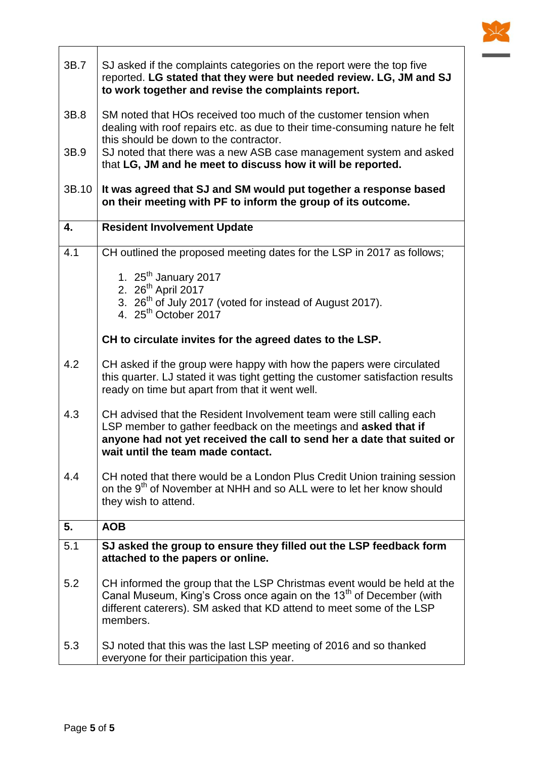| | |
|---|---|
| 3B.7 | SJ asked if the complaints categories on the report were the top five reported. **LG stated that they were but needed review. LG, JM and SJ to work together and revise the complaints report.** |
| 3B.8 | SM noted that HOs received too much of the customer tension when dealing with roof repairs etc. as due to their time-consuming nature he felt this should be down to the contractor. |
| 3B.9 | SJ noted that there was a new ASB case management system and asked that **LG, JM and he meet to discuss how it will be reported.** |
| 3B.10 | **It was agreed that SJ and SM would put together a response based on their meeting with PF to inform the group of its outcome.** |
| **4.** | **Resident Involvement Update** |
| 4.1 | CH outlined the proposed meeting dates for the LSP in 2017 as follows;<br><br>1. 25th January 2017<br>2. 26th April 2017<br>3. 26th of July 2017 (voted for instead of August 2017).<br>4. 25th October 2017<br><br>**CH to circulate invites for the agreed dates to the LSP.** |
| 4.2 | CH asked if the group were happy with how the papers were circulated this quarter. LJ stated it was tight getting the customer satisfaction results ready on time but apart from that it went well. |
| 4.3 | CH advised that the Resident Involvement team were still calling each LSP member to gather feedback on the meetings and **asked that if anyone had not yet received the call to send her a date that suited or wait until the team made contact.** |
| 4.4 | CH noted that there would be a London Plus Credit Union training session on the 9th of November at NHH and so ALL were to let her know should they wish to attend. |
| **5.** | **AOB** |
| 5.1 | **SJ asked the group to ensure they filled out the LSP feedback form attached to the papers or online.** |
| 5.2 | CH informed the group that the LSP Christmas event would be held at the Canal Museum, King's Cross once again on the 13th of December (with different caterers). SM asked that KD attend to meet some of the LSP members. |
| 5.3 | SJ noted that this was the last LSP meeting of 2016 and so thanked everyone for their participation this year. |